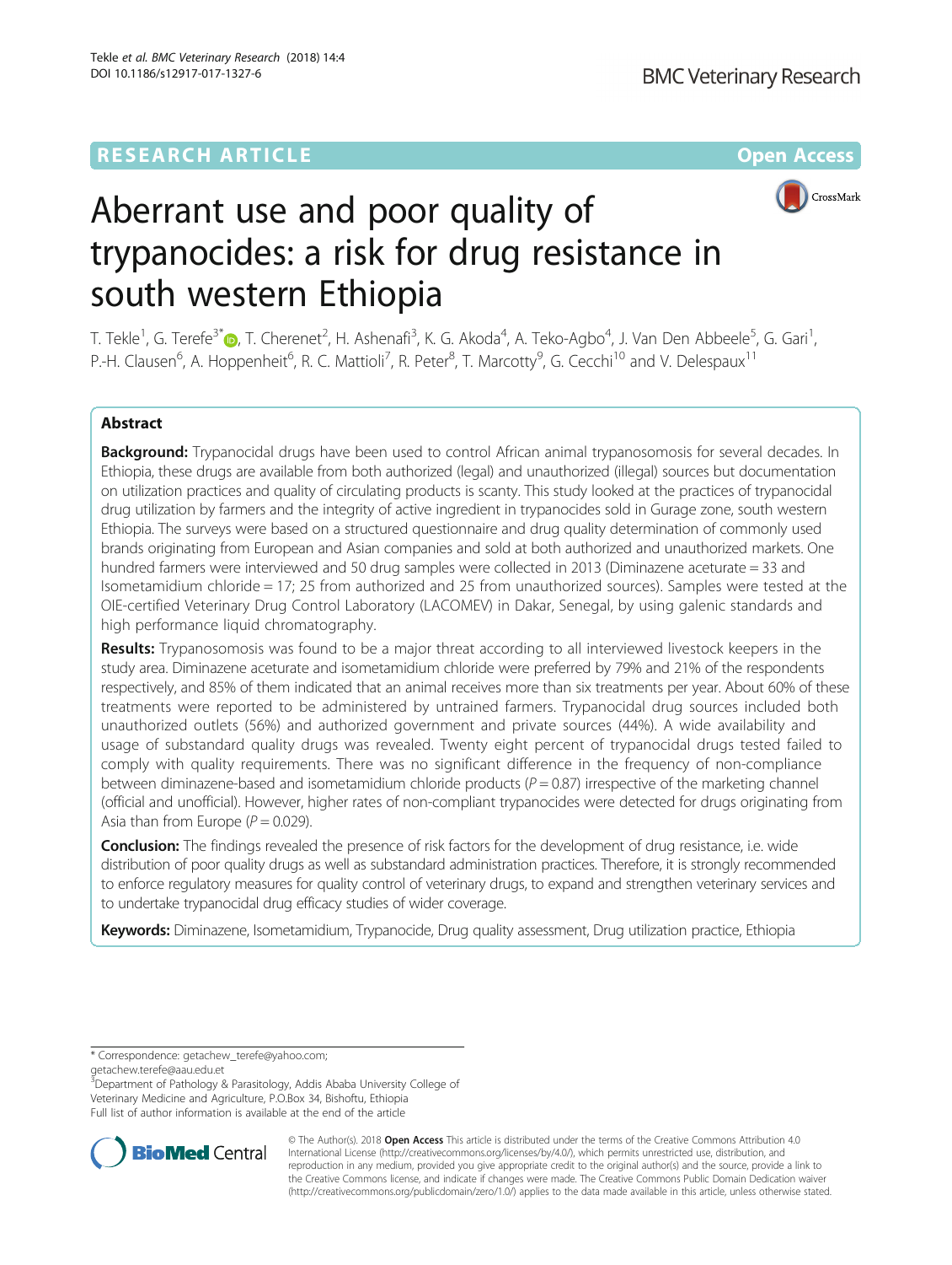RESEARCH ARTICLE

Open Access

# Aberrant use and poor quality of trypanocides: a risk for drug resistance in south western Ethiopia

T. Tekle[1], G. Terefe[3*], T. Cherenet[2], H. Ashenafi[3], K. G. Akoda[4], A. Teko-Agbo[4], J. Van Den Abbeele[5], G. Gari[1], P.-H. Clausen[6], A. Hoppenheit[6], R. C. Mattioli[7], R. Peter[8], T. Marcotty[9], G. Cecchi[10] and V. Delespaux[11]

## Abstract

**Background:** Trypanocidal drugs have been used to control African animal trypanosomosis for several decades. In Ethiopia, these drugs are available from both authorized (legal) and unauthorized (illegal) sources but documentation on utilization practices and quality of circulating products is scanty. This study looked at the practices of trypanocidal drug utilization by farmers and the integrity of active ingredient in trypanocides sold in Gurage zone, south western Ethiopia. The surveys were based on a structured questionnaire and drug quality determination of commonly used brands originating from European and Asian companies and sold at both authorized and unauthorized markets. One hundred farmers were interviewed and 50 drug samples were collected in 2013 (Diminazene aceturate = 33 and Isometamidium chloride = 17; 25 from authorized and 25 from unauthorized sources). Samples were tested at the OIE-certified Veterinary Drug Control Laboratory (LACOMEV) in Dakar, Senegal, by using galenic standards and high performance liquid chromatography.

**Results:** Trypanosomosis was found to be a major threat according to all interviewed livestock keepers in the study area. Diminazene aceturate and isometamidium chloride were preferred by 79% and 21% of the respondents respectively, and 85% of them indicated that an animal receives more than six treatments per year. About 60% of these treatments were reported to be administered by untrained farmers. Trypanocidal drug sources included both unauthorized outlets (56%) and authorized government and private sources (44%). A wide availability and usage of substandard quality drugs was revealed. Twenty eight percent of trypanocidal drugs tested failed to comply with quality requirements. There was no significant difference in the frequency of non-compliance between diminazene-based and isometamidium chloride products ($P = 0.87$) irrespective of the marketing channel (official and unofficial). However, higher rates of non-compliant trypanocides were detected for drugs originating from Asia than from Europe ($P = 0.029$).

**Conclusion:** The findings revealed the presence of risk factors for the development of drug resistance, i.e. wide distribution of poor quality drugs as well as substandard administration practices. Therefore, it is strongly recommended to enforce regulatory measures for quality control of veterinary drugs, to expand and strengthen veterinary services and to undertake trypanocidal drug efficacy studies of wider coverage.

**Keywords:** Diminazene, Isometamidium, Trypanocide, Drug quality assessment, Drug utilization practice, Ethiopia

---

\* Correspondence: getachew_terefe@yahoo.com; getachew.terefe@aau.edu.et
[3]Department of Pathology & Parasitology, Addis Ababa University College of Veterinary Medicine and Agriculture, P.O.Box 34, Bishoftu, Ethiopia
Full list of author information is available at the end of the article

© The Author(s). 2018 **Open Access** This article is distributed under the terms of the Creative Commons Attribution 4.0 International License (http://creativecommons.org/licenses/by/4.0/), which permits unrestricted use, distribution, and reproduction in any medium, provided you give appropriate credit to the original author(s) and the source, provide a link to the Creative Commons license, and indicate if changes were made. The Creative Commons Public Domain Dedication waiver (http://creativecommons.org/publicdomain/zero/1.0/) applies to the data made available in this article, unless otherwise stated.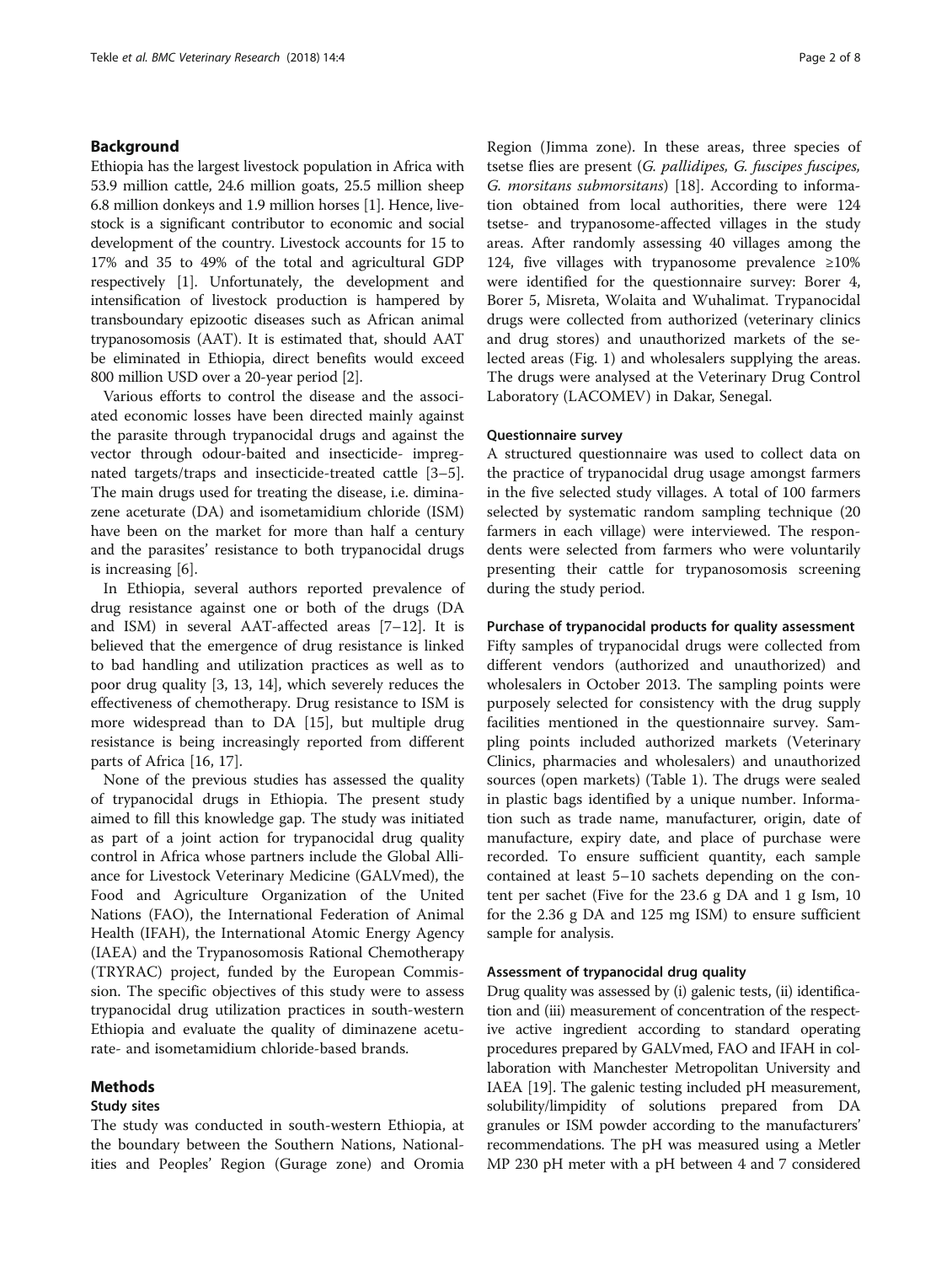## Background

Ethiopia has the largest livestock population in Africa with 53.9 million cattle, 24.6 million goats, 25.5 million sheep 6.8 million donkeys and 1.9 million horses [1]. Hence, livestock is a significant contributor to economic and social development of the country. Livestock accounts for 15 to 17% and 35 to 49% of the total and agricultural GDP respectively [1]. Unfortunately, the development and intensification of livestock production is hampered by transboundary epizootic diseases such as African animal trypanosomosis (AAT). It is estimated that, should AAT be eliminated in Ethiopia, direct benefits would exceed 800 million USD over a 20-year period [2].

Various efforts to control the disease and the associated economic losses have been directed mainly against the parasite through trypanocidal drugs and against the vector through odour-baited and insecticide- impregnated targets/traps and insecticide-treated cattle [3–5]. The main drugs used for treating the disease, i.e. diminazene aceturate (DA) and isometamidium chloride (ISM) have been on the market for more than half a century and the parasites' resistance to both trypanocidal drugs is increasing [6].

In Ethiopia, several authors reported prevalence of drug resistance against one or both of the drugs (DA and ISM) in several AAT-affected areas [7–12]. It is believed that the emergence of drug resistance is linked to bad handling and utilization practices as well as to poor drug quality [3, 13, 14], which severely reduces the effectiveness of chemotherapy. Drug resistance to ISM is more widespread than to DA [15], but multiple drug resistance is being increasingly reported from different parts of Africa [16, 17].

None of the previous studies has assessed the quality of trypanocidal drugs in Ethiopia. The present study aimed to fill this knowledge gap. The study was initiated as part of a joint action for trypanocidal drug quality control in Africa whose partners include the Global Alliance for Livestock Veterinary Medicine (GALVmed), the Food and Agriculture Organization of the United Nations (FAO), the International Federation of Animal Health (IFAH), the International Atomic Energy Agency (IAEA) and the Trypanosomosis Rational Chemotherapy (TRYRAC) project, funded by the European Commission. The specific objectives of this study were to assess trypanocidal drug utilization practices in south-western Ethiopia and evaluate the quality of diminazene aceturate- and isometamidium chloride-based brands.

## Methods

### Study sites

The study was conducted in south-western Ethiopia, at the boundary between the Southern Nations, Nationalities and Peoples' Region (Gurage zone) and Oromia Region (Jimma zone). In these areas, three species of tsetse flies are present (*G. pallidipes, G. fuscipes fuscipes, G. morsitans submorsitans*) [18]. According to information obtained from local authorities, there were 124 tsetse- and trypanosome-affected villages in the study areas. After randomly assessing 40 villages among the 124, five villages with trypanosome prevalence ≥10% were identified for the questionnaire survey: Borer 4, Borer 5, Misreta, Wolaita and Wuhalimat. Trypanocidal drugs were collected from authorized (veterinary clinics and drug stores) and unauthorized markets of the selected areas (Fig. 1) and wholesalers supplying the areas. The drugs were analysed at the Veterinary Drug Control Laboratory (LACOMEV) in Dakar, Senegal.

### Questionnaire survey

A structured questionnaire was used to collect data on the practice of trypanocidal drug usage amongst farmers in the five selected study villages. A total of 100 farmers selected by systematic random sampling technique (20 farmers in each village) were interviewed. The respondents were selected from farmers who were voluntarily presenting their cattle for trypanosomosis screening during the study period.

### Purchase of trypanocidal products for quality assessment

Fifty samples of trypanocidal drugs were collected from different vendors (authorized and unauthorized) and wholesalers in October 2013. The sampling points were purposely selected for consistency with the drug supply facilities mentioned in the questionnaire survey. Sampling points included authorized markets (Veterinary Clinics, pharmacies and wholesalers) and unauthorized sources (open markets) (Table 1). The drugs were sealed in plastic bags identified by a unique number. Information such as trade name, manufacturer, origin, date of manufacture, expiry date, and place of purchase were recorded. To ensure sufficient quantity, each sample contained at least 5–10 sachets depending on the content per sachet (Five for the 23.6 g DA and 1 g Ism, 10 for the 2.36 g DA and 125 mg ISM) to ensure sufficient sample for analysis.

### Assessment of trypanocidal drug quality

Drug quality was assessed by (i) galenic tests, (ii) identification and (iii) measurement of concentration of the respective active ingredient according to standard operating procedures prepared by GALVmed, FAO and IFAH in collaboration with Manchester Metropolitan University and IAEA [19]. The galenic testing included pH measurement, solubility/limpidity of solutions prepared from DA granules or ISM powder according to the manufacturers' recommendations. The pH was measured using a Metler MP 230 pH meter with a pH between 4 and 7 considered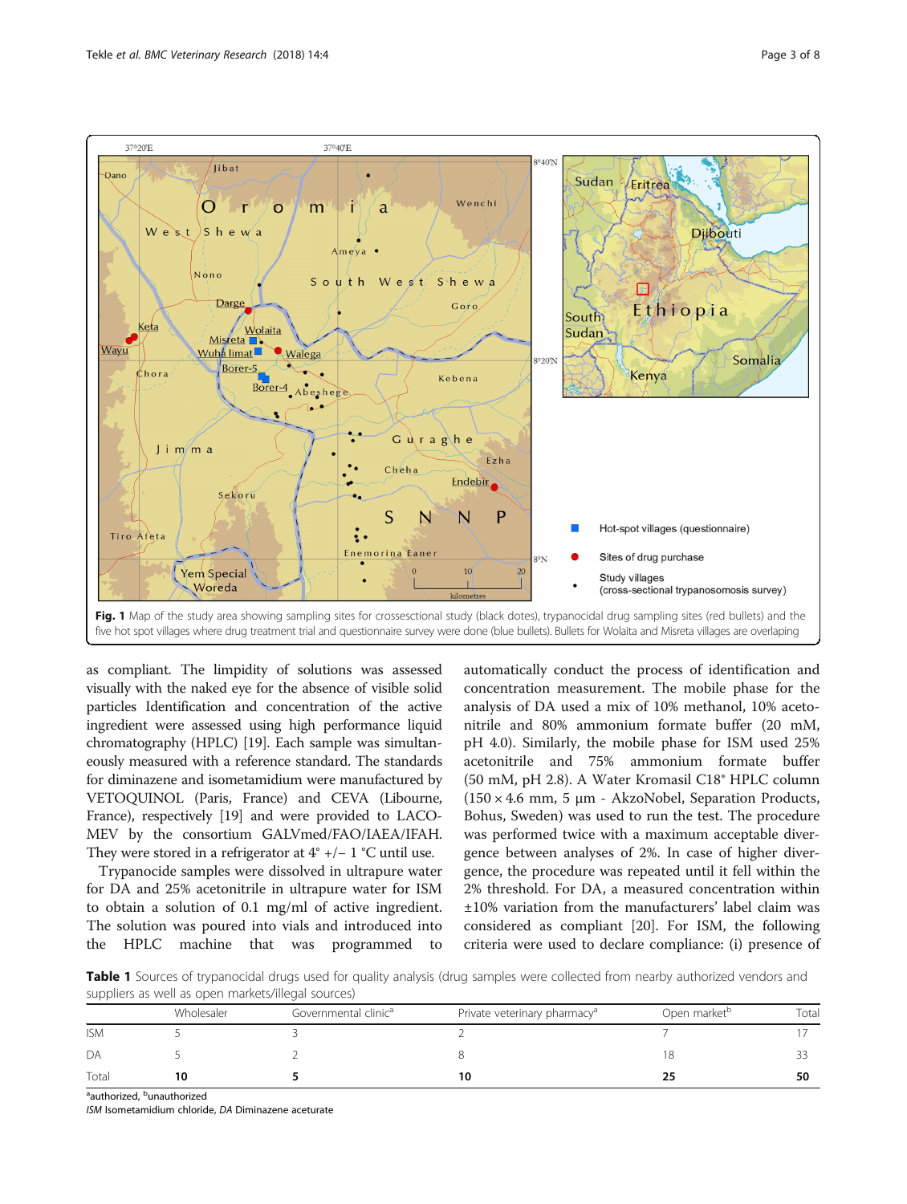Fig. 1 Map of the study area showing sampling sites for crossesctional study (black dots), trypanocidal drug sampling sites (red bullets) and the five hot spot villages where drug treatment trial and questionnaire survey were done (blue bullets). Bullets for Wolaita and Misreta villages are overlaping

as compliant. The limpidity of solutions was assessed visually with the naked eye for the absence of visible solid particles Identification and concentration of the active ingredient were assessed using high performance liquid chromatography (HPLC) [19]. Each sample was simultaneously measured with a reference standard. The standards for diminazene and isometamidium were manufactured by VETOQUINOL (Paris, France) and CEVA (Libourne, France), respectively [19] and were provided to LACOMEV by the consortium GALVmed/FAO/IAEA/IFAH. They were stored in a refrigerator at 4° +/− 1 °C until use.

Trypanocide samples were dissolved in ultrapure water for DA and 25% acetonitrile in ultrapure water for ISM to obtain a solution of 0.1 mg/ml of active ingredient. The solution was poured into vials and introduced into the HPLC machine that was programmed to automatically conduct the process of identification and concentration measurement. The mobile phase for the analysis of DA used a mix of 10% methanol, 10% acetonitrile and 80% ammonium formate buffer (20 mM, pH 4.0). Similarly, the mobile phase for ISM used 25% acetonitrile and 75% ammonium formate buffer (50 mM, pH 2.8). A Water Kromasil C18® HPLC column (150 × 4.6 mm, 5 μm - AkzoNobel, Separation Products, Bohus, Sweden) was used to run the test. The procedure was performed twice with a maximum acceptable divergence between analyses of 2%. In case of higher divergence, the procedure was repeated until it fell within the 2% threshold. For DA, a measured concentration within ±10% variation from the manufacturers' label claim was considered as compliant [20]. For ISM, the following criteria were used to declare compliance: (i) presence of

**Table 1** Sources of trypanocidal drugs used for quality analysis (drug samples were collected from nearby authorized vendors and suppliers as well as open markets/illegal sources)

| | Wholesaler | Governmental clinic[a] | Private veterinary pharmacy[a] | Open market[b] | Total |
|---|---|---|---|---|---|
| ISM | 5 | 3 | 2 | 7 | 17 |
| DA | 5 | 2 | 8 | 18 | 33 |
| Total | **10** | **5** | **10** | **25** | **50** |

[a]authorized, [b]unauthorized

*ISM* Isometamidium chloride, *DA* Diminazene aceturate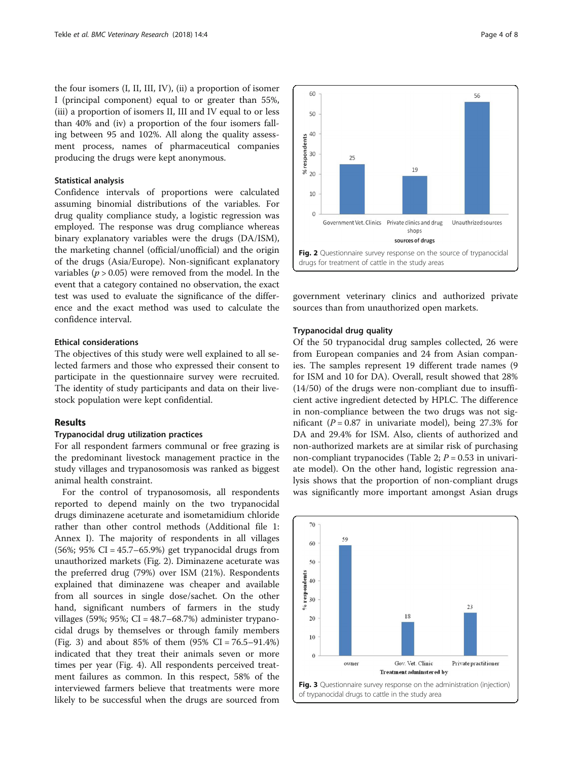the four isomers (I, II, III, IV), (ii) a proportion of isomer I (principal component) equal to or greater than 55%, (iii) a proportion of isomers II, III and IV equal to or less than 40% and (iv) a proportion of the four isomers falling between 95 and 102%. All along the quality assessment process, names of pharmaceutical companies producing the drugs were kept anonymous.

### Statistical analysis

Confidence intervals of proportions were calculated assuming binomial distributions of the variables. For drug quality compliance study, a logistic regression was employed. The response was drug compliance whereas binary explanatory variables were the drugs (DA/ISM), the marketing channel (official/unofficial) and the origin of the drugs (Asia/Europe). Non-significant explanatory variables ($p > 0.05$) were removed from the model. In the event that a category contained no observation, the exact test was used to evaluate the significance of the difference and the exact method was used to calculate the confidence interval.

### Ethical considerations

The objectives of this study were well explained to all selected farmers and those who expressed their consent to participate in the questionnaire survey were recruited. The identity of study participants and data on their livestock population were kept confidential.

## Results

### Trypanocidal drug utilization practices

For all respondent farmers communal or free grazing is the predominant livestock management practice in the study villages and trypanosomosis was ranked as biggest animal health constraint.

For the control of trypanosomosis, all respondents reported to depend mainly on the two trypanocidal drugs diminazene aceturate and isometamidium chloride rather than other control methods (Additional file 1: Annex I). The majority of respondents in all villages (56%; 95% CI = 45.7–65.9%) get trypanocidal drugs from unauthorized markets (Fig. 2). Diminazene aceturate was the preferred drug (79%) over ISM (21%). Respondents explained that diminazene was cheaper and available from all sources in single dose/sachet. On the other hand, significant numbers of farmers in the study villages (59%; 95%; CI = 48.7–68.7%) administer trypanocidal drugs by themselves or through family members (Fig. 3) and about 85% of them (95% CI = 76.5–91.4%) indicated that they treat their animals seven or more times per year (Fig. 4). All respondents perceived treatment failures as common. In this respect, 58% of the interviewed farmers believe that treatments were more likely to be successful when the drugs are sourced from government veterinary clinics and authorized private sources than from unauthorized open markets.

Fig. 2 Questionnaire survey response on the source of trypanocidal drugs for treatment of cattle in the study areas

### Trypanocidal drug quality

Of the 50 trypanocidal drug samples collected, 26 were from European companies and 24 from Asian companies. The samples represent 19 different trade names (9 for ISM and 10 for DA). Overall, result showed that 28% (14/50) of the drugs were non-compliant due to insufficient active ingredient detected by HPLC. The difference in non-compliance between the two drugs was not significant ($P = 0.87$ in univariate model), being 27.3% for DA and 29.4% for ISM. Also, clients of authorized and non-authorized markets are at similar risk of purchasing non-compliant trypanocides (Table 2; $P = 0.53$ in univariate model). On the other hand, logistic regression analysis shows that the proportion of non-compliant drugs was significantly more important amongst Asian drugs

Fig. 3 Questionnaire survey response on the administration (injection) of trypanocidal drugs to cattle in the study area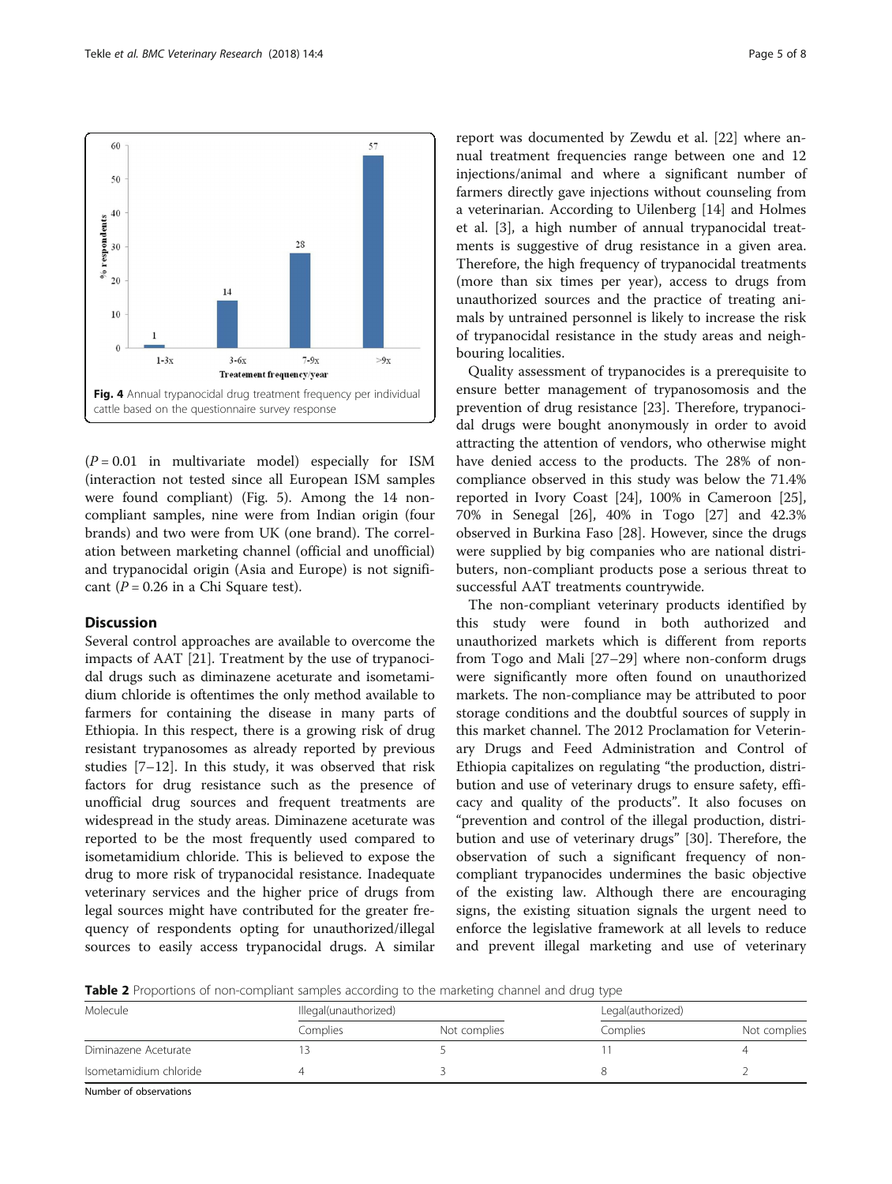Fig. 4 Annual trypanocidal drug treatment frequency per individual cattle based on the questionnaire survey response

($P = 0.01$ in multivariate model) especially for ISM (interaction not tested since all European ISM samples were found compliant) (Fig. 5). Among the 14 non-compliant samples, nine were from Indian origin (four brands) and two were from UK (one brand). The correlation between marketing channel (official and unofficial) and trypanocidal origin (Asia and Europe) is not significant ($P = 0.26$ in a Chi Square test).

## Discussion

Several control approaches are available to overcome the impacts of AAT [21]. Treatment by the use of trypanocidal drugs such as diminazene aceturate and isometamidium chloride is oftentimes the only method available to farmers for containing the disease in many parts of Ethiopia. In this respect, there is a growing risk of drug resistant trypanosomes as already reported by previous studies [7–12]. In this study, it was observed that risk factors for drug resistance such as the presence of unofficial drug sources and frequent treatments are widespread in the study areas. Diminazene aceturate was reported to be the most frequently used compared to isometamidium chloride. This is believed to expose the drug to more risk of trypanocidal resistance. Inadequate veterinary services and the higher price of drugs from legal sources might have contributed for the greater frequency of respondents opting for unauthorized/illegal sources to easily access trypanocidal drugs. A similar report was documented by Zewdu et al. [22] where annual treatment frequencies range between one and 12 injections/animal and where a significant number of farmers directly gave injections without counseling from a veterinarian. According to Uilenberg [14] and Holmes et al. [3], a high number of annual trypanocidal treatments is suggestive of drug resistance in a given area. Therefore, the high frequency of trypanocidal treatments (more than six times per year), access to drugs from unauthorized sources and the practice of treating animals by untrained personnel is likely to increase the risk of trypanocidal resistance in the study areas and neighbouring localities.

Quality assessment of trypanocides is a prerequisite to ensure better management of trypanosomosis and the prevention of drug resistance [23]. Therefore, trypanocidal drugs were bought anonymously in order to avoid attracting the attention of vendors, who otherwise might have denied access to the products. The 28% of non-compliance observed in this study was below the 71.4% reported in Ivory Coast [24], 100% in Cameroon [25], 70% in Senegal [26], 40% in Togo [27] and 42.3% observed in Burkina Faso [28]. However, since the drugs were supplied by big companies who are national distributers, non-compliant products pose a serious threat to successful AAT treatments countrywide.

The non-compliant veterinary products identified by this study were found in both authorized and unauthorized markets which is different from reports from Togo and Mali [27–29] where non-conform drugs were significantly more often found on unauthorized markets. The non-compliance may be attributed to poor storage conditions and the doubtful sources of supply in this market channel. The 2012 Proclamation for Veterinary Drugs and Feed Administration and Control of Ethiopia capitalizes on regulating "the production, distribution and use of veterinary drugs to ensure safety, efficacy and quality of the products". It also focuses on "prevention and control of the illegal production, distribution and use of veterinary drugs" [30]. Therefore, the observation of such a significant frequency of non-compliant trypanocides undermines the basic objective of the existing law. Although there are encouraging signs, the existing situation signals the urgent need to enforce the legislative framework at all levels to reduce and prevent illegal marketing and use of veterinary

**Table 2** Proportions of non-compliant samples according to the marketing channel and drug type

| Molecule | Illegal(unauthorized) | | Legal(authorized) | |
|---|---|---|---|---|
| | Complies | Not complies | Complies | Not complies |
| Diminazene Aceturate | 13 | 5 | 11 | 4 |
| Isometamidium chloride | 4 | 3 | 8 | 2 |

Number of observations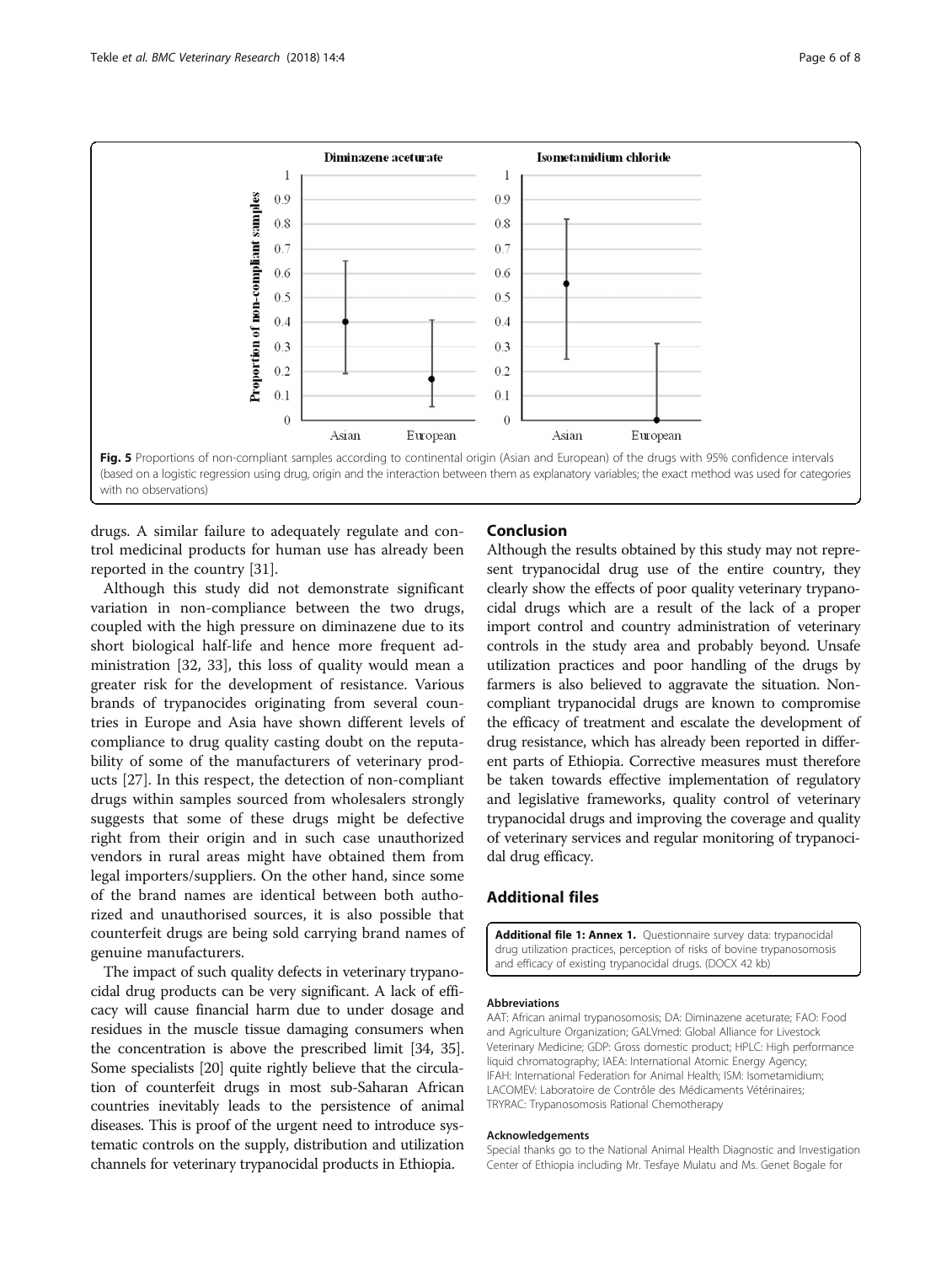Diminazene aceturate

Isometamidium chloride

Proportion of non-compliant samples

1
0.9
0.8
0.7
0.6
0.5
0.4
0.3
0.2
0.1
0

Asian
European

Asian
European

**Fig. 5** Proportions of non-compliant samples according to continental origin (Asian and European) of the drugs with 95% confidence intervals (based on a logistic regression using drug, origin and the interaction between them as explanatory variables; the exact method was used for categories with no observations)

drugs. A similar failure to adequately regulate and control medicinal products for human use has already been reported in the country [31].

Although this study did not demonstrate significant variation in non-compliance between the two drugs, coupled with the high pressure on diminazene due to its short biological half-life and hence more frequent administration [32, 33], this loss of quality would mean a greater risk for the development of resistance. Various brands of trypanocides originating from several countries in Europe and Asia have shown different levels of compliance to drug quality casting doubt on the reputability of some of the manufacturers of veterinary products [27]. In this respect, the detection of non-compliant drugs within samples sourced from wholesalers strongly suggests that some of these drugs might be defective right from their origin and in such case unauthorized vendors in rural areas might have obtained them from legal importers/suppliers. On the other hand, since some of the brand names are identical between both authorized and unauthorised sources, it is also possible that counterfeit drugs are being sold carrying brand names of genuine manufacturers.

The impact of such quality defects in veterinary trypanocidal drug products can be very significant. A lack of efficacy will cause financial harm due to under dosage and residues in the muscle tissue damaging consumers when the concentration is above the prescribed limit [34, 35]. Some specialists [20] quite rightly believe that the circulation of counterfeit drugs in most sub-Saharan African countries inevitably leads to the persistence of animal diseases. This is proof of the urgent need to introduce systematic controls on the supply, distribution and utilization channels for veterinary trypanocidal products in Ethiopia.

## Conclusion

Although the results obtained by this study may not represent trypanocidal drug use of the entire country, they clearly show the effects of poor quality veterinary trypanocidal drugs which are a result of the lack of a proper import control and country administration of veterinary controls in the study area and probably beyond. Unsafe utilization practices and poor handling of the drugs by farmers is also believed to aggravate the situation. Non-compliant trypanocidal drugs are known to compromise the efficacy of treatment and escalate the development of drug resistance, which has already been reported in different parts of Ethiopia. Corrective measures must therefore be taken towards effective implementation of regulatory and legislative frameworks, quality control of veterinary trypanocidal drugs and improving the coverage and quality of veterinary services and regular monitoring of trypanocidal drug efficacy.

## Additional files

**Additional file 1: Annex 1.** Questionnaire survey data: trypanocidal drug utilization practices, perception of risks of bovine trypanosomosis and efficacy of existing trypanocidal drugs. (DOCX 42 kb)

#### Abbreviations

AAT: African animal trypanosomosis; DA: Diminazene aceturate; FAO: Food and Agriculture Organization; GALVmed: Global Alliance for Livestock Veterinary Medicine; GDP: Gross domestic product; HPLC: High performance liquid chromatography; IAEA: International Atomic Energy Agency; IFAH: International Federation for Animal Health; ISM: Isometamidium; LACOMEV: Laboratoire de Contrôle des Médicaments Vétérinaires; TRYRAC: Trypanosomosis Rational Chemotherapy

#### Acknowledgements

Special thanks go to the National Animal Health Diagnostic and Investigation Center of Ethiopia including Mr. Tesfaye Mulatu and Ms. Genet Bogale for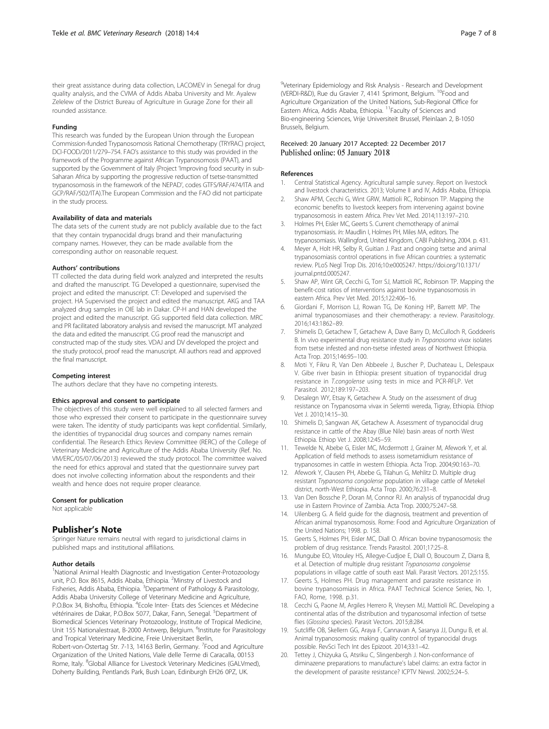their great assistance during data collection, LACOMEV in Senegal for drug quality analysis, and the CVMA of Addis Ababa University and Mr. Ayalew Zelelew of the District Bureau of Agriculture in Gurage Zone for their all rounded assistance.

#### Funding

This research was funded by the European Union through the European Commission-funded Trypanosomosis Rational Chemotherapy (TRYRAC) project, DCI-FOOD/2011/279–754. FAO's assistance to this study was provided in the framework of the Programme against African Trypanosomosis (PAAT), and supported by the Government of Italy (Project 'Improving food security in sub-Saharan Africa by supporting the progressive reduction of tsetse-transmitted trypanosomosis in the framework of the NEPAD', codes GTFS/RAF/474/ITA and GCP/RAF/502/ITA).The European Commission and the FAO did not participate in the study process.

#### Availability of data and materials

The data sets of the current study are not publicly available due to the fact that they contain trypanocidal drugs brand and their manufacturing company names. However, they can be made available from the corresponding author on reasonable request.

#### Authors' contributions

TT collected the data during field work analyzed and interpreted the results and drafted the manuscript. TG Developed a questionnaire, supervised the project and edited the manuscript. CT: Developed and supervised the project. HA Supervised the project and edited the manuscript. AKG and TAA analyzed drug samples in OIE lab in Dakar. CP-H and HAN developed the project and edited the manuscript. GG supported field data collection. MRC and PR facilitated laboratory analysis and revised the manuscript. MT analyzed the data and edited the manuscript. CG proof read the manuscript and constructed map of the study sites. VDAJ and DV developed the project and the study protocol, proof read the manuscript. All authors read and approved the final manuscript.

#### Competing interest

The authors declare that they have no competing interests.

#### Ethics approval and consent to participate

The objectives of this study were well explained to all selected farmers and those who expressed their consent to participate in the questionnaire survey were taken. The identity of study participants was kept confidential. Similarly, the identities of trypanocidal drug sources and company names remain confidential. The Research Ethics Review Committee (RERC) of the College of Veterinary Medicine and Agriculture of the Addis Ababa University (Ref. No. VM/ERC/05/07/06/2013) reviewed the study protocol. The committee waived the need for ethics approval and stated that the questionnaire survey part does not involve collecting information about the respondents and their wealth and hence does not require proper clearance.

#### Consent for publication

Not applicable

## Publisher's Note

Springer Nature remains neutral with regard to jurisdictional claims in published maps and institutional affiliations.

#### Author details

[1]National Animal Health Diagnostic and Investigation Center-Protozoology unit, P.O. Box 8615, Addis Ababa, Ethiopia. [2]Minstry of Livestock and Fisheries, Addis Ababa, Ethiopia. [3]Department of Pathology & Parasitology, Addis Ababa University College of Veterinary Medicine and Agriculture, P.O.Box 34, Bishoftu, Ethiopia. [4]Ecole Inter- Etats des Sciences et Médecine vétérinaires de Dakar, P.O.Box 5077, Dakar, Fann, Senegal. [5]Department of Biomedical Sciences Veterinary Protozoology, Institute of Tropical Medicine, Unit 155 Nationalestraat, B-2000 Antwerp, Belgium. [6]Institute for Parasitology and Tropical Veterinary Medicine, Freie Universitaet Berlin, Robert-von-Ostertag Str. 7-13, 14163 Berlin, Germany. [7]Food and Agriculture Organization of the United Nations, Viale delle Terme di Caracalla, 00153 Rome, Italy. [8]Global Alliance for Livestock Veterinary Medicines (GALVmed), Doherty Building, Pentlands Park, Bush Loan, Edinburgh EH26 0PZ, UK. [9]Veterinary Epidemiology and Risk Analysis - Research and Development (VERDI-R&D), Rue du Gravier 7, 4141 Sprimont, Belgium. [10]Food and Agriculture Organization of the United Nations, Sub-Regional Office for Eastern Africa, Addis Ababa, Ethiopia. [11]Faculty of Sciences and Bio-engineering Sciences, Vrije Universiteit Brussel, Pleinlaan 2, B-1050 Brussels, Belgium.

Received: 20 January 2017 Accepted: 22 December 2017
Published online: 05 January 2018

#### References

1. Central Statistical Agency. Agricultural sample survey. Report on livestock and livestock characteristics. 2013; Volume II and IV, Addis Ababa, Ethiopia.
2. Shaw APM, Cecchi G, Wint GRW, Mattioli RC, Robinson TP. Mapping the economic benefits to livestock keepers from intervening against bovine trypanosomosis in eastern Africa. Prev Vet Med. 2014;113:197–210.
3. Holmes PH, Eisler MC, Geerts S. Current chemotherapy of animal trypanosomiasis. *In:* Maudlin I, Holmes PH, Miles MA, editors. The trypanosomiasis. Wallingford, United Kingdom, CABI Publishing, 2004. p. 431.
4. Meyer A, Holt HR, Selby R, Guitian J. Past and ongoing tsetse and animal trypanosomiasis control operations in five African countries: a systematic review. PLoS Negl Trop Dis. 2016;10:e0005247. https://doi.org/10.1371/journal.pntd.0005247.
5. Shaw AP, Wint GR, Cecchi G, Torr SJ, Mattioli RC, Robinson TP. Mapping the benefit-cost ratios of interventions against bovine trypanosomosis in eastern Africa. Prev Vet Med. 2015;122:406–16.
6. Giordani F, Morrison LJ, Rowan TG, De Koning HP, Barrett MP. The animal trypanosomiases and their chemotherapy: a review. Parasitology. 2016;143:1862–89.
7. Shimelis D, Getachew T, Getachew A, Dave Barry D, McCulloch R, Goddeeris B. In vivo experimental drug resistance study in *Trypanosoma vivax* isolates from tsetse infested and non-tsetse infested areas of Northwest Ethiopia. Acta Trop. 2015;146:95–100.
8. Moti Y, Fikru R, Van Den Abbeele J, Buscher P, Duchateau L, Delespaux V. Gibe river basin in Ethiopia: present situation of trypanocidal drug resistance in *T.congolense* using tests in mice and PCR-RFLP. Vet Parasitol. 2012;189:197–203.
9. Desalegn WY, Etsay K, Getachew A. Study on the assessment of drug resistance on Trypanosoma vivax in Selemti wereda, Tigray, Ethiopia. Ethiop Vet J. 2010;14:15–30.
10. Shimelis D, Sangwan AK, Getachew A. Assessment of trypanocidal drug resistance in cattle of the Abay (Blue Nile) basin areas of north West Ethiopia. Ethiop Vet J. 2008;12:45–59.
11. Tewelde N, Abebe G, Eisler MC, Mcdermott J, Grainer M, Afework Y, et al. Application of field methods to assess isometamidium resistance of trypanosomes in cattle in western Ethiopia. Acta Trop. 2004;90:163–70.
12. Afework Y, Clausen PH, Abebe G, Tilahun G, Mehlitz D. Multiple drug resistant *Trypanosoma congolense* population in village cattle of Metekel district, north-West Ethiopia. Acta Trop. 2000;76:231–8.
13. Van Den Bossche P, Doran M, Connor RJ. An analysis of trypanocidal drug use in Eastern Province of Zambia. Acta Trop. 2000;75:247–58.
14. Uilenberg G. A field guide for the diagnosis, treatment and prevention of African animal trypanosomosis. Rome: Food and Agriculture Organization of the United Nations; 1998. p. 158.
15. Geerts S, Holmes PH, Eisler MC, Diall O. African bovine trypanosomosis: the problem of drug resistance. Trends Parasitol. 2001;17:25–8.
16. Mungube EO, Vitouley HS, Allegye-Cudjoe E, Diall O, Boucoum Z, Diarra B, et al. Detection of multiple drug resistant *Trypanosoma congolense* populations in village cattle of south east Mali. Parasit Vectors. 2012;5:155.
17. Geerts S, Holmes PH. Drug management and parasite resistance in bovine trypanosomiasis in Africa. PAAT Technical Science Series, No. 1, FAO, Rome, 1998. p.31.
18. Cecchi G, Paone M, Argiles Herrero R, Vreysen MJ, Mattioli RC. Developing a continental atlas of the distribution and trypanosomal infection of tsetse flies (*Glossina* species). Parasit Vectors. 2015;8:284.
19. Sutcliffe OB, Skellern GG, Araya F, Cannavan A, Sasanya JJ, Dungu B, et al. Animal trypanosomosis: making quality control of trypanocidal drugs possible. RevSci Tech Int des Epizoot. 2014;33:1–42.
20. Tettey J, Chizyuka G, Atsriku C, Slingenbergh J. Non-conformance of diminazene preparations to manufacture's label claims: an extra factor in the development of parasite resistance? ICPTV Newsl. 2002;5:24–5.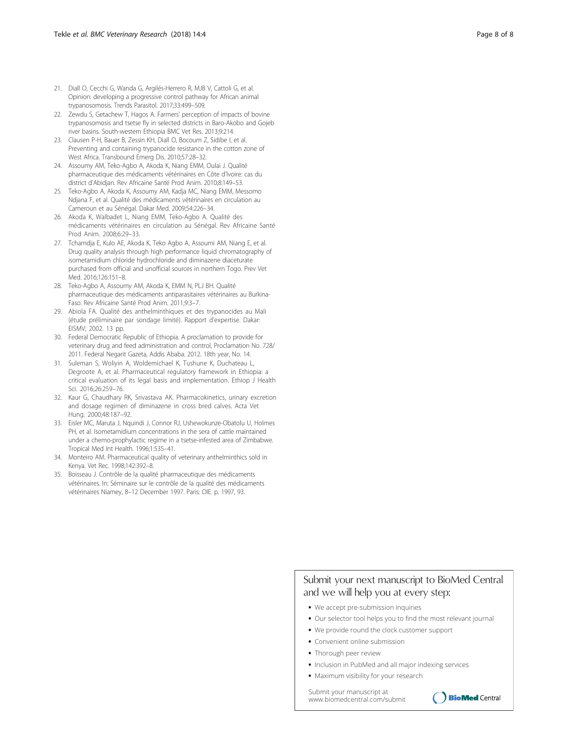21. Diall O, Cecchi G, Wanda G, Argilés-Herrero R, MJB V, Cattoli G, et al. Opinion: developing a progressive control pathway for African animal trypanosomosis. Trends Parasitol. 2017;33:499–509.
22. Zewdu S, Getachew T, Hagos A. Farmers' perception of impacts of bovine trypanosomosis and tsetse fly in selected districts in Baro-Akobo and Gojeb river basins. South-western Ethiopia BMC Vet Res. 2013;9:214.
23. Clausen P-H, Bauer B, Zessin KH, Diall O, Bocoum Z, Sidibe I, et al. Preventing and containing trypanocide resistance in the cotton zone of West Africa. Transbound Emerg Dis. 2010;57:28–32.
24. Assoumy AM, Teko-Agbo A, Akoda K, Niang EMM, Oulai J. Qualité pharmaceutique des médicaments vétérinaires en Côte d'Ivoire: cas du district d'Abidjan. Rev Africaine Santé Prod Anim. 2010;8:149–53.
25. Teko-Agbo A, Akoda K, Assoumy AM, Kadja MC, Niang EMM, Messomo Ndjana F, et al. Qualité des médicaments vétérinaires en circulation au Cameroun et au Sénégal. Dakar Med. 2009;54:226–34.
26. Akoda K, Walbadet L, Niang EMM, Teko-Agbo A. Qualité des médicaments vétérinaires en circulation au Sénégal. Rev Africaine Santé Prod Anim. 2008;6:29–33.
27. Tchamdja E, Kulo AE, Akoda K, Teko Agbo A, Assoumi AM, Niang E, et al. Drug quality analysis through high performance liquid chromatography of isometamidium chloride hydrochloride and diminazene diaceturate purchased from official and unofficial sources in northern Togo. Prev Vet Med. 2016;126:151–8.
28. Teko-Agbo A, Assoumy AM, Akoda K, EMM N, PLJ BH. Qualité pharmaceutique des médicaments antiparasitaires vétérinaires au Burkina-Faso. Rev Africaine Santé Prod Anim. 2011;9:3–7.
29. Abiola FA. Qualité des anthelminthiques et des trypanocides au Mali (étude préliminaire par sondage limité). Rapport d'expertise. Dakar: EISMV; 2002. 13 pp.
30. Federal Democratic Republic of Ethiopia. A proclamation to provide for veterinary drug and feed administration and control, Proclamation No. 728/ 2011. Federal Negarit Gazeta, Addis Ababa. 2012. 18th year, No. 14.
31. Suleman S, Woliyin A, Woldemichael K, Tushune K, Duchateau L, Degroote A, et al. Pharmaceutical regulatory framework in Ethiopia: a critical evaluation of its legal basis and implementation. Ethiop J Health Sci. 2016;26:259–76.
32. Kaur G, Chaudhary RK, Srivastava AK. Pharmacokinetics, urinary excretion and dosage regimen of diminazene in cross bred calves. Acta Vet Hung. 2000;48:187–92.
33. Eisler MC, Maruta J, Nquindi J, Connor RJ, Ushewokunze-Obatolu U, Holmes PH, et al. Isometamidium concentrations in the sera of cattle maintained under a chemo-prophylactic regime in a tsetse-infested area of Zimbabwe. Tropical Med Int Health. 1996;1:535–41.
34. Monteiro AM. Pharmaceutical quality of veterinary anthelminthics sold in Kenya. Vet Rec. 1998;142:392–8.
35. Boisseau J. Contrôle de la qualité pharmaceutique des médicaments vétérinaires. In: Séminaire sur le contrôle de la qualité des médicaments vétérinaires Niamey, 8–12 December 1997. Paris: OIE. p. 1997, 93.

Submit your next manuscript to BioMed Central and we will help you at every step:

- We accept pre-submission inquiries
- Our selector tool helps you to find the most relevant journal
- We provide round the clock customer support
- Convenient online submission
- Thorough peer review
- Inclusion in PubMed and all major indexing services
- Maximum visibility for your research

Submit your manuscript at www.biomedcentral.com/submit

BioMed Central